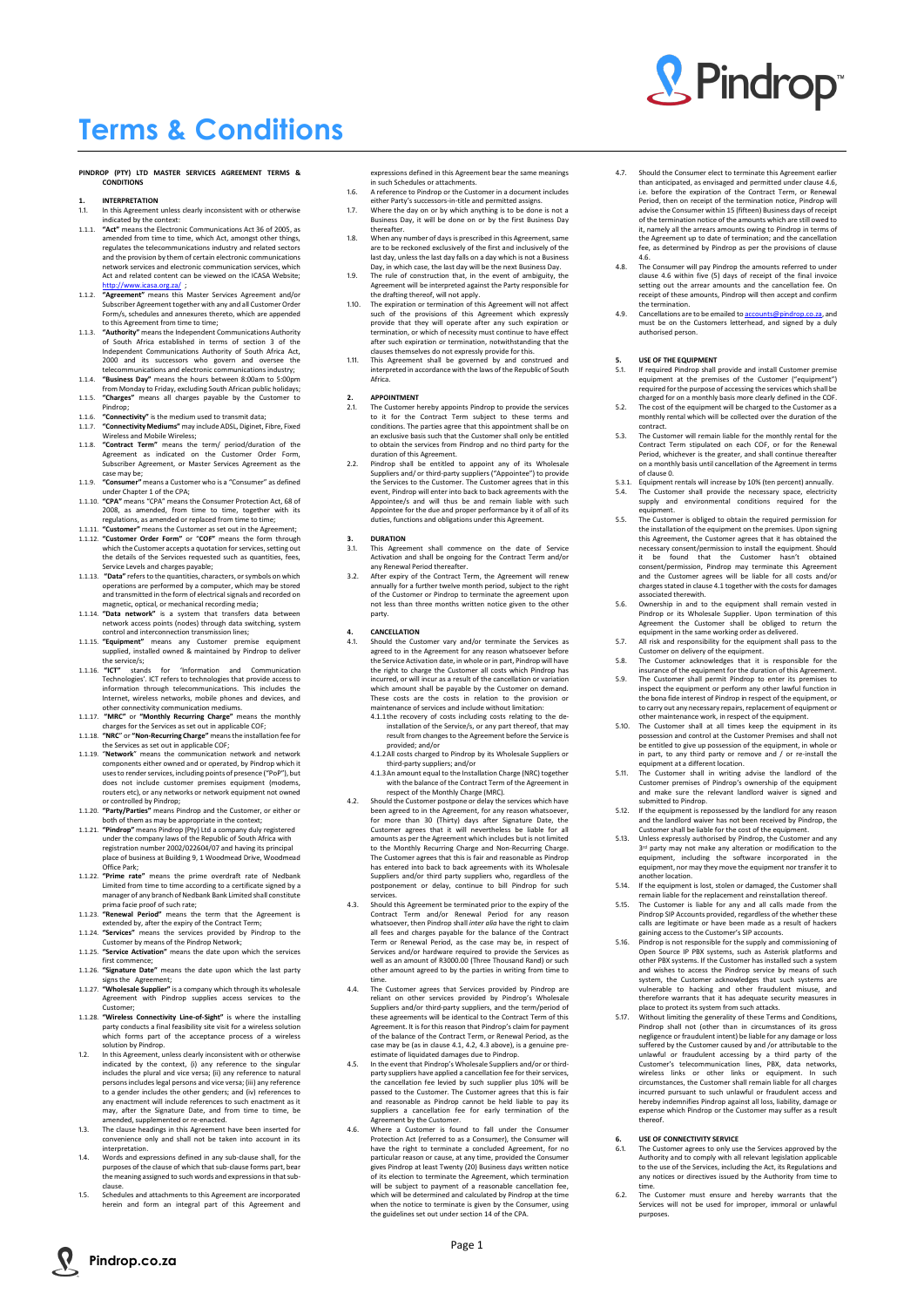# Terms & Conditions

**PINDROP (PTY) LTD MASTER SERVICES AGREEMENT TERMS & CONDITIONS**

**1. INTERPRETATION**

1.1. In this Agreement unless clearly inconsistent with or otherwise indicated by the context:

1.1.1. **"Act"** means the Electronic Communications Act 36 of 2005, as amended from time to time, which Act, amongst other things, regulates the telecommunications industry and related sectors and the provision by them of certain electronic communications network services and electronic communication services, which Act and related content can be viewed on the ICASA Website; http://www.icasa.org.za/ ;

1.1.2. **"Agreement"** means this Master Services Agreement and/or Subscriber Agreement together with any and all Customer Order Form/s, schedules and annexures thereto, which are appended to this Agreement from time to time;

1.1.3. **"Authority"** means the Independent Communications Authority of South Africa established in terms of section 3 of the Independent Communications Authority of South Africa Act, 2000 and its successors who govern and oversee the telecommunications and electronic communications industry;

1.1.4. **"Business Day"** means the hours between 8:00am to 5:00pm from Monday to Friday, excluding South African public holidays;

1.1.5. **"Charges"** means all charges payable by the Customer to Pindrop;

1.1.6. **"Connectivity"** is the medium used to transmit data;

1.1.7. **"Connectivity Mediums"** may include ADSL, Diginet, Fibre, Fixed Wireless and Mobile Wireless;

1.1.8. **"Contract Term"** means the term/ period/duration of the Agreement as indicated on the Customer Order Form, Subscriber Agreement, or Master Services Agreement as the case may be;

1.1.9. **"Consumer"** means a Customer who is a "Consumer" as defined under Chapter 1 of the CPA;

1.1.10. **"CPA"** means "CPA" means the Consumer Protection Act, 68 of 2008, as amended, from time to time, together with its regulations, as amended or replaced from time to time;

1.1.11. **"Customer"** means the Customer as set out in the Agreement;

1.1.12. **"Customer Order Form"** or **"COF"** means the form through which the Customer accepts a quotation for services, setting out the details of the Services requested such as quantities, fees, Service Levels and charges payable;

1.1.13. **"Data"** refers to the quantities, characters, or symbols on which operations are performed by a computer, which may be stored and transmitted in the form of electrical signals and recorded on magnetic, optical, or mechanical recording media;

1.1.14. **"Data network"** is a system that transfers data between network access points (nodes) through data switching, system control and interconnection transmission lines;

1.1.15. **"Equipment"** means any Customer premise equipment supplied, installed owned & maintained by Pindrop to deliver the service/s;

1.1.16. **"ICT"** stands for 'Information and Communication Technologies'. ICT refers to technologies that provide access to information through telecommunications. This includes the Internet, wireless networks, mobile phones and devices, and other connectivity communication mediums.

1.1.17. **"MRC"** or **"Monthly Recurring Charge"** means the monthly charges for the Services as set out in applicable COF;

1.1.18. **"NRC"** or **"Non-Recurring Charge"** means the installation fee for the Services as set out in applicable COF;

1.1.19. **"Network"** means the communication network and network components either owned and or operated, by Pindrop which it uses to render services, including points of presence ("PoP"), but does not include customer premises equipment (modems, routers etc), or any networks or network equipment not owned or controlled by Pindrop;

1.1.20. **"Party/Parties"** means Pindrop and the Customer, or either or both of them as may be appropriate in the context;

1.1.21. **"Pindrop"** means Pindrop (Pty) Ltd a company duly registered under the company laws of the Republic of South Africa with registration number 2002/022604/07 and having its principal place of business at Building 9, 1 Woodmead Drive, Woodmead Office Park;

1.1.22. **"Prime rate"** means the prime overdraft rate of Nedbank Limited from time to time according to a certificate signed by a manager of any branch of Nedbank Bank Limited shall constitute prima facie proof of such rate;

1.1.23. **"Renewal Period"** means the term that the Agreement is extended by, after the expiry of the Contract Term;

1.1.24. **"Services"** means the services provided by Pindrop to the Customer by means of the Pindrop Network;

1.1.25. **"Service Activation"** means the date upon which the services first commence;

1.1.26. **"Signature Date"** means the date upon which the last party signs the Agreement;

1.1.27. **"Wholesale Supplier"** is a company which through its wholesale Agreement with Pindrop supplies access services to the Customer;

1.1.28. **"Wireless Connectivity Line-of-Sight"** is where the installing party conducts a final feasibility site visit for a wireless solution which forms part of the acceptance process of a wireless solution by Pindrop.

1.2. In this Agreement, unless clearly inconsistent with or otherwise indicated by the context, (i) any reference to the singular includes the plural and vice versa; (ii) any reference to natural persons includes legal persons and vice versa; (iii) any reference to a gender includes the other genders; and (iv) references to any enactment will include references to such enactment as it may, after the Signature Date, and from time to time, be amended, supplemented or re-enacted.

1.3. The clause headings in this Agreement have been inserted for convenience only and shall not be taken into account in its interpretation.

1.4. Words and expressions defined in any sub-clause shall, for the purposes of the clause of which that sub-clause forms part, bear the meaning assigned to such words and expressions in that sub-clause.

1.5. Schedules and attachments to this Agreement are incorporated herein and form an integral part of this Agreement and expressions defined in this Agreement bear the same meanings in such Schedules or attachments.

1.6. A reference to Pindrop or the Customer in a document includes either Party's successors-in-title and permitted assigns.

1.7. Where the day on or by which anything is to be done is not a Business Day, it will be done on or by the first Business Day thereafter.

1.8. When any number of days is prescribed in this Agreement, same are to be reckoned exclusively of the first and inclusively of the last day, unless the last day falls on a day which is not a Business Day, in which case, the last day will be the next Business Day.

1.9. The rule of construction that, in the event of ambiguity, the Agreement will be interpreted against the Party responsible for the drafting thereof, will not apply.

1.10. The expiration or termination of this Agreement will not affect such of the provisions of this Agreement which expressly provide that they will operate after any such expiration or termination, or which of necessity must continue to have effect after such expiration or termination, notwithstanding that the clauses themselves do not expressly provide for this.

1.11. This Agreement shall be governed by and construed and interpreted in accordance with the laws of the Republic of South Africa.

**2. APPOINTMENT**

2.1. The Customer hereby appoints Pindrop to provide the services to it for the Contract Term subject to these terms and conditions. The parties agree that this appointment shall be on an exclusive basis such that the Customer shall only be entitled to obtain the services from Pindrop and no third party for the duration of this Agreement.

2.2. Pindrop shall be entitled to appoint any of its Wholesale Suppliers and/or third-party suppliers ("Appointee") to provide the Services to the Customer. The Customer agrees that in this event, Pindrop will enter into back to back agreements with the Appointee/s and will thus be and remain liable with such Appointee for the due and proper performance by it of all of its duties, functions and obligations under this Agreement.

**3. DURATION**

3.1. This Agreement shall commence on the date of Service Activation and shall be ongoing for the Contract Term and/or any Renewal Period thereafter.

3.2. After expiry of the Contract Term, the Agreement will renew annually for a further twelve month period, subject to the right of the Customer or Pindrop to terminate the agreement upon not less than three months written notice given to the other party.

**4. CANCELLATION**

4.1. Should the Customer vary and/or terminate the Services as agreed to in the Agreement for any reason whatsoever before the Service Activation date, in whole or in part, Pindrop will have the right to charge the Customer all costs which Pindrop has incurred, or will incur as a result of the cancellation or variation which amount shall be payable by the Customer on demand. These costs are the costs in relation to the provision or maintenance of services and include without limitation:

4.1.1 the recovery of costs including costs relating to the de-installation of the Service/s, or any part thereof, that may result from changes to the Agreement before the Service is provided; and/or

4.1.2 All costs charged to Pindrop by its Wholesale Suppliers or third-party suppliers; and/or

4.1.3 An amount equal to the Installation Charge (NRC) together with the balance of the Contract Term of the Agreement in respect of the Monthly Recurring Charge (MRC).

4.2. Should the Customer postpone or delay the services which have been agreed to in the Agreement, for any reason whatsoever, for more than 30 (Thirty) days after Signature Date, the Customer agrees that it will nevertheless be liable for all amounts as per the Agreement which includes but is not limited to the Monthly Recurring Charge and Non-Recurring Charge. The Customer agrees that this is fair and reasonable as Pindrop has entered into back to back agreements with its Wholesale Suppliers and/or third party suppliers who, regardless of the postponement or delay, continue to bill Pindrop for such services.

4.3. Should this Agreement be terminated prior to the expiry of the Contract Term and/or Renewal Period for any reason whatsoever, then Pindrop shall *inter alia* have the right to claim all fees and charges payable for the balance of the Contract Term or Renewal Period, as the case may be, in respect of Services and/or hardware required to provide the Services as well as an amount of R3000.00 (Three Thousand Rand) or such other amount agreed to by the parties in writing from time to time.

4.4. The Customer agrees that Services provided by Pindrop are reliant on other services provided by Pindrop's Wholesale Suppliers and/or third-party suppliers, and the term/period of these agreements will be identical to the Contract Term of this Agreement. It is for this reason that Pindrop's claim for payment of the balance of the Contract Term, or Renewal Period, as the case may be (as in clause 4.1, 4.2, 4.3 above), is a genuine pre-estimate of liquidated damages due to Pindrop.

4.5. In the event that Pindrop's Wholesale Suppliers and/or third-party suppliers have applied a cancellation fee for their services, the cancellation fee levied by such supplier plus 10% will be passed to the Customer. The Customer agrees that this is fair and reasonable as Pindrop cannot be held liable to pay its suppliers a cancellation fee for early termination of the Agreement by the Customer.

4.6. Where a Customer is found to fall under the Consumer Protection Act (referred to as a Consumer), the Consumer will have the right to terminate a concluded Agreement, for no particular reason or cause, at any time, provided the Consumer gives Pindrop at least Twenty (20) Business days written notice of its election to terminate the Agreement, which termination will be subject to payment of a reasonable cancellation fee, which will be determined and calculated by Pindrop at the time when the notice to terminate is given by the Consumer, using the guidelines set out under section 14 of the CPA.

4.7. Should the Consumer elect to terminate this Agreement earlier than anticipated, as envisaged and permitted under clause 4.6, i.e. before the expiration of the Contract Term, or Renewal Period, then on receipt of the termination notice, Pindrop will advise the Consumer within 15 (fifteen) Business days of receipt of the termination notice of the amounts which are still owed to it, namely all the arrears amounts owing to Pindrop in terms of the Agreement up to date of termination; and the cancellation fee, as determined by Pindrop as per the provisions of clause 4.6.

4.8. The Consumer will pay Pindrop the amounts referred to under clause 4.6 within five (5) days of receipt of the final invoice setting out the arrear amounts and the cancellation fee. On receipt of these amounts, Pindrop will then accept and confirm the termination.

4.9. Cancellations are to be emailed to accounts@pindrop.co.za, and must be on the Customers letterhead, and signed by a duly authorised person.

**5. USE OF THE EQUIPMENT**

5.1. If required Pindrop shall provide and install Customer premise equipment at the premises of the Customer ("equipment") required for the purpose of accessing the services which shall be charged for on a monthly basis more clearly defined in the COF.

5.2. The cost of the equipment will be charged to the Customer as a monthly rental which will be collected over the duration of the contract.

5.3. The Customer will remain liable for the monthly rental for the Contract Term stipulated on each COF, or for the Renewal Period, whichever is the greater, and shall continue thereafter on a monthly basis until cancellation of the Agreement in terms of clause 0.

5.3.1. Equipment rentals will increase by 10% (ten percent) annually.

5.4. The Customer shall provide the necessary space, electricity supply and environmental conditions required for the equipment.

5.5. The Customer is obliged to obtain the required permission for the installation of the equipment on the premises. Upon signing this Agreement, the Customer agrees that it has obtained the necessary consent/permission to install the equipment. Should it be found that the Customer hasn't obtained consent/permission, Pindrop may terminate this Agreement and the Customer agrees will be liable for all costs and/or charges stated in clause 4.1 together with the costs for damages associated therewith.

5.6. Ownership in and to the equipment shall remain vested in Pindrop or its Wholesale Supplier. Upon termination of this Agreement the Customer shall be obliged to return the equipment in the same working order as delivered.

5.7. All risk and responsibility for the equipment shall pass to the Customer on delivery of the equipment.

5.8. The Customer acknowledges that it is responsible for the insurance of the equipment for the duration of this Agreement.

5.9. The Customer shall permit Pindrop to enter its premises to inspect the equipment or perform any other lawful function in the bona fide interest of Pindrop in respect of the equipment, or to carry out any necessary repairs, replacement of equipment or other maintenance work, in respect of the equipment.

5.10. The Customer shall at all times keep the equipment in its possession and control at the Customer Premises and shall not be entitled to give up possession of the equipment, in whole or in part, to any third party or remove and / or re-install the equipment at a different location.

5.11. The Customer shall in writing advise the landlord of the Customer premises of Pindrop's ownership of the equipment and make sure the relevant landlord waiver is signed and submitted to Pindrop.

5.12. If the equipment is repossessed by the landlord for any reason and the landlord waiver has not been received by Pindrop, the Customer shall be liable for the cost of the equipment.

5.13. Unless expressly authorised by Pindrop, the Customer and any 3rd party may not make any alteration or modification to the equipment, including the software incorporated in the equipment, nor may they move the equipment nor transfer it to another location.

5.14. If the equipment is lost, stolen or damaged, the Customer shall remain liable for the replacement and reinstallation thereof.

5.15. The Customer is liable for any and all calls made from the Pindrop SIP Accounts provided, regardless of the whether these calls are legitimate or have been made as a result of hackers gaining access to the Customer's SIP accounts.

5.16. Pindrop is not responsible for the supply and commissioning of Open Source IP PBX systems, such as Asterisk platforms and other PBX systems. If the Customer has installed such a system and wishes to access the Pindrop service by means of such system, the Customer acknowledges that such systems are vulnerable to hacking and other fraudulent misuse, and therefore warrants that it has adequate security measures in place to protect its system from such attacks.

5.17. Without limiting the generality of these Terms and Conditions, Pindrop shall not (other than in circumstances of its gross negligence or fraudulent intent) be liable for any damage or loss suffered by the Customer caused by and /or attributable to the unlawful or fraudulent accessing by a third party of the Customer's telecommunication lines, PBX, data networks, wireless links or other links or equipment. In such circumstances, the Customer shall remain liable for all charges incurred pursuant to such unlawful or fraudulent access and hereby indemnifies Pindrop against all loss, liability, damage or expense which Pindrop or the Customer may suffer as a result thereof.

**6. USE OF CONNECTIVITY SERVICE**

6.1. The Customer agrees to only use the Services approved by the Authority and to comply with all relevant legislation applicable to the use of the Services, including the Act, its Regulations and any notices or directives issued by the Authority from time to time.

6.2. The Customer must ensure and hereby warrants that the Services will not be used for improper, immoral or unlawful purposes.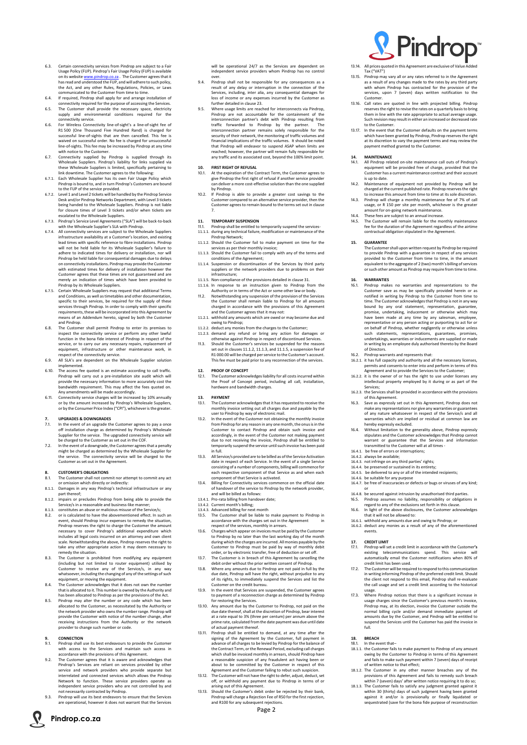6.3. Certain connectivity services from Pindrop are subject to a Fair Usage Policy (FUP). Pindrop's Fair Usage Policy (FUP) is available on its website www.pindrop.co.za . The Customer agrees that it has read and understood the FUP, and will adhere to such policy, the Act, and any other Rules, Regulations, Policies, or Laws communicated to the Customer from time to time.

6.4. If required, Pindrop shall apply for and arrange installation of connectivity required for the purpose of accessing the Services.

6.5. The Customer shall provide the necessary space, electricity supply and environmental conditions required for the connectivity service.

6.6. For Wireless Connectivity line-of-sight's a line-of-sight fee of R1 500 (One Thousand Five Hundred Rand) is charged for successful line-of-sights that are then cancelled. This fee is waived on successful order. No fee is charged for unsuccessful line-of-sights. This fee may be increased by Pindrop at any time with notice to the Customer.

6.7. Connectivity supplied by Pindrop is supplied through its Wholesale Suppliers. Pindrop's liability for links supplied via these Wholesale Suppliers is limited, specifically pertaining to link downtime. The Customer agrees to the following:

6.7.1. Each Wholesale Supplier has its own Fair Usage Policy which Pindrop is bound to, and in turn Pindrop's Customers are bound to the FUP of the service provided.

6.7.2. Level 1 and Level 2 tickets will be handled by the Pindrop Service Desk and/or Pindrop Networks Department, with Level 3 tickets being handed to the Wholesale Suppliers. Pindrop is not liable for closure times of Level 3 tickets and/or when tickets are escalated to the Wholesale Suppliers.

6.7.3. Pindrop's Service Level Agreements ("SLA") will be back-to-back with the Wholesale Supplier's SLA with Pindrop.

6.7.4. All connectivity services are subject to the Wholesale Suppliers infrastructure availability at a Customer's location, and existing lead times with specific reference to fibre installations. Pindrop will not be held liable for its Wholesale Supplier's failure to adhere to indicated times for delivery or installation, nor will Pindrop be held liable for consequential damages due to delays on connectivity installations. Pindrop may provide the Customer with estimated times for delivery of installation however the Customer agrees that these times are not guaranteed and are merely an indication of times which have been provided to Pindrop by its Wholesale Suppliers.

6.7.5. Certain Wholesale Suppliers may request that additional Terms and Conditions, as well as timetables and other documentation, specific to their services, be required for the supply of these services through Pindrop. In order to comply with their specific requirements, these will be incorporated into this Agreement by means of an Addendum hereto, signed by both the Customer and Pindrop.

6.8. The Customer shall permit Pindrop to enter its premises to inspect the connectivity service or perform any other lawful function in the bona fide interest of Pindrop in respect of the service, or to carry our any necessary repairs, replacement of equipment, infrastructure or other maintenance work, in respect of the connectivity service.

6.9. All SLA's are dependent on the Wholesale Supplier solution implemented.

6.10. The access fee quoted is an estimate according to call traffic. Pindrop will carry out a pre-installation site audit which will provide the necessary information to more accurately cost the bandwidth requirement. This may affect the fees quoted on. Any amendments will be made accordingly.

6.11. Connectivity service charges will be increased by 10% annually or by the amount increased by Pindrop's Wholesale Suppliers, or by the Consumer Price Index ("CPI"), whichever is the greater.

## 7. UPGRADES & DOWNGRADES

7.1. In the event of an upgrade the Customer agrees to pay a once off installation charge as determined by Pindrop's Wholesale Supplier for the service. The upgraded connectivity service will be charged to the Customer as set out in the COF.

7.2. In the event of a downgrade, the Customer agrees that a penalty might be charged as determined by the Wholesale Supplier for the service. The connectivity service will be charged to the Customer as set out in the Agreement.

## 8. CUSTOMER'S OBLIGATIONS

8.1. The Customer shall not commit nor attempt to commit any act or omission which directly or indirectly:

8.1.1. Damages in any way Pindrop's technical infrastructure or any part thereof;

8.1.2. impairs or precludes Pindrop from being able to provide the Service/s in a reasonable and business-like manner;

8.1.3. constitutes an abuse or malicious misuse of the Service/s;

8.2. or is calculated to have the abovementioned effect. In such an event, should Pindrop incur expenses to remedy the situation, Pindrop reserves the right to charge the Customer the amount necessary to cover Pindrop's additional expenditure which includes all legal costs incurred on an attorney and own client scale. Notwithstanding the above, Pindrop reserves the right to take any other appropriate action it may deem necessary to remedy the situation.

8.3. The Customer is prohibited from modifying any equipment (including but not limited to router equipment) utilised by Customer to receive any of the Service/s, in any way whatsoever, including the changing of any of the settings of such equipment, or moving the equipment.

8.4. The Customer acknowledges that it does not own the number that is allocated to it. This number is owned by the Authority and has been allocated to Pindrop as per the provisions of the Act.

8.5. Pindrop may alter the number or any code which has been allocated to the Customer, as necessitated by the Authority or the network provider who owns the number range. Pindrop will provide the Customer with notice of the number change, after receiving instructions from the Authority or the network provider to change such number or code.

## 9. CONNECTION

9.1. Pindrop shall use its best endeavours to provide the Customer with access to the Services and maintain such access in accordance with the provisions of this Agreement.

9.2. The Customer agrees that it is aware and acknowledges that Pindrop's Services are reliant on services provided by other service and network providers who provide separate but interrelated and connected services which allows the Pindrop Network to function. These service providers operate as independent service providers who are not controlled by and not necessarily contracted by Pindrop.

9.3. Pindrop will use its best endeavours to ensure that the Services are operational, however it does not warrant that the Services will be operational 24/7 as the Services are dependent on independent service providers whom Pindrop has no control over.

9.4. Pindrop shall not be responsible for any consequences as a result of any delay or interruption in the connection of the Services, including, inter alia, any consequential damages for loss of income or any expenses incurred by the Customer as further detailed in clause 23.

9.5. Where usage limits are reached for interconnects via Pindrop, Pindrop are not accountable for the containment of the interconnection partner's debt with Pindrop resulting from traffic forwarded to Pindrop by the partner. The interconnection partner remains solely responsible for the security of their network, the monitoring of traffic volumes and financial implications of the traffic volumes. It should be noted that Pindrop will endeavor to suspend ASAP when limits are reached; however, the partner will remain fully responsible for any traffic and its associated cost, beyond the 100% limit point.

## 10. FIRST RIGHT OF REFUSAL

10.1. At the expiration of the Contract Term, the Customer agrees to give Pindrop the first right of refusal if another service provider can deliver a more cost-effective solution than the one supplied by Pindrop.

10.2. If Pindrop is able to provide a greater cost savings to the Customer compared to an alternative service provider, then the Customer agrees to remain bound to the terms set out in clause 7.

## 11. TEMPORARY SUSPENSION

11.1. Pindrop shall be entitled to temporarily suspend the services-

11.1.1. during any technical failure, modification or maintenance of the Pindrop Network;

11.1.2. Should the Customer fail to make payment on time for the services as per their monthly invoice;

11.1.3. Should the Customer fail to comply with any of the terms and conditions of the Agreement;

11.1.4. Suspension or discontinuation of the Services by third party suppliers or the network providers due to problems on their infrastructure;

11.1.5. Non-compliance of the provisions detailed in clause 31.

11.1.6. In response to an instruction given to Pindrop from the Authority or in terms of the Act or some other law or body.

11.2. Notwithstanding any suspension of the provision of the Services the Customer shall remain liable to Pindrop for all amounts charged in accordance with the provisions of this Agreement and the Customer agrees that it may not:

11.2.1. withhold any amounts which are owed or may become due and owing to Pindrop;

11.2.2. deduct any monies from the charges to the Customer;

11.2.3. demand any refund or bring any action for damages or otherwise against Pindrop in respect of discontinued Services.

11.3. Should the Customer's services be suspended for the reasons set out in clauses 11.1.2, 11.1.3, and 11.1.5, a suspension fee of R1 000.00 will be charged per service to the Customer's account. This fee must be paid prior to any reconnection of the services.

## 12. PROOF OF CONCEPT

12.1. The Customer acknowledges liability for all costs incurred within the Proof of Concept period, including all call, installation, hardware and bandwidth charges.

## 13. PAYMENT

13.1. The Customer acknowledges that it has requested to receive the monthly invoice setting out all charges due and payable by the user to Pindrop by way of electronic mail.

13.2. In the event of the Customer not obtaining the monthly invoice from Pindrop for any reason in any one month, the onus is in the Customer to contact Pindrop and obtain such invoice and accordingly, in the event of the Customer not making payment due to not receiving the invoice, Pindrop shall be entitled to temporarily suspend the service until such invoice has been paid in full.

13.3. All Service/s provided are to be billed as of the Service Activation date in respect of each Service. In the event of a single Service consisting of a number of components, billing will commence for each respective component of that Service as and when each component of that Service is activated.

13.4. Billing for Connectivity services commence on the official date of handover of the service to Pindrop by the network provider, and will be billed as follows:

13.4.1. Pro-rata billing from handover date;

13.4.2. Current month's billing;

13.4.3. Advanced billing for next month

13.5. The Customer shall be liable to make payment to Pindrop in accordance with the charges set out in the Agreement in respect of the services, monthly in arrears.

13.6. Charges which appear on invoices must be paid by the Customer to Pindrop by no later than the last working day of the month during which the charges are incurred. All monies payable by the Customer to Pindrop must be paid by way of monthly debit order, or by electronic transfer, free of deduction or set off.

13.7. The Customer is in breach of this Agreement by cancelling the debit order without the prior written consent of Pindrop.

13.8. Where any amounts due to Pindrop are not paid in full by the due date, Pindrop will have the right, without prejudice to any of its rights, to immediately suspend the Services and list the Customer on the credit bureau.

13.9. In the event that Services are suspended, the Customer agrees to payment of a reconnection charge as determined by Pindrop for restoring the Services.

13.10. Any amount due by the Customer to Pindrop, not paid on the due date thereof, shall at the discretion of Pindrop, bear interest at a rate equal to 3% (three per centum) per annum above the prime rate, calculated from the date payment was due until date of actual payment thereof.

13.11. Pindrop shall be entitled to demand, at any time after the signing of the Agreement by the Customer, full payment in advance of all charges to be levied by Pindrop for the balance of the Contract Term, or the Renewal Period, excluding call charges which shall be invoiced monthly in arrears, should Pindrop have a reasonable suspicion of any fraudulent act having been or about to be committed by the Customer in respect of this Agreement and the Customer failing to rebut such suspicion.

13.12. The Customer will not have the right to defer, adjust, deduct, set off, or withhold any payment due to Pindrop in terms of or arising out of this Agreement.

13.13. Should the Customer's debit order be rejected by their bank, Pindrop will charge a Rejection Fee of R50 for the first rejection, and R100 for any subsequent rejections.

13.14. All prices quoted in this Agreement are exclusive of Value Added Tax ("VAT")

13.15. Pindrop may vary all or any rates referred to in the Agreement as a result of any changes made to the rates by any third party with whom Pindrop has contracted for the provision of the services, upon 7 (seven) days written notification to the Customer.

13.16. Call rates are quoted in line with projected billing. Pindrop reserves the right to revise the rates on a quarterly basis to bring them in line with the rate appropriate to actual average usage. Such revision may result in either an increased or decreased rate to the Customer.

13.17. In the event that the Customer defaults on the payment terms which have been granted by Pindrop, Pindrop reserves the right at its discretion to vary the payment terms and may review the payment method granted to the Customer.

## 14. MAINTENANCE

14.1. All Pindrop related on-site maintenance call outs of Pindrop's equipment will be provided free of charge, provided that the Customer has a current maintenance contract and their account is up to date.

14.2. Maintenance of equipment not provided by Pindrop will be charged at the current published rate. Pindrop reserves the right to increase this amount from time to time at its sole discretion.

14.3. Pindrop will charge a monthly maintenance fee of 7% of call usage, or R 150 per site per month, whichever is the greater amount for on-going network maintenance.

14.4. These fees are subject to an annual increase.

14.5. The Customer will remain liable for the monthly maintenance fee for the duration of the Agreement regardless of the airtime contractual obligation stipulated in the Agreement.

## 15. GUARANTEE

The Customer shall upon written request by Pindrop be required to provide Pindrop with a guarantee in respect of any services provided to the Customer from time to time, in the amount equivalent to the aggregate of 2 (two) month's billing of services or such other amount as Pindrop may require from time to time.

## 16. WARRANTIES

16.1. Pindrop makes no warranties and representations to the Customer save as may be specifically provided herein or as notified in writing by Pindrop to the Customer from time to time. The Customer acknowledges that Pindrop is not in any way bound by any oral statement, representation, guarantee, promise, undertaking, inducement or otherwise which may have been made at any time by any salesman, employee, representative or any person acting or purporting to act for or on behalf of Pindrop, whether negligently or otherwise unless such statements, representations, guarantees, promises, undertakings, warranties or inducements are supplied or made in writing by an employee duly authorised thereto by the Board of Directors.

16.2. Pindrop warrants and represents that:

16.2.1. it has full capacity and authority and all the necessary licenses, permits and consents to enter into and perform in terms of this Agreement and to provide the Services to the Customer;

16.2.2. it is the owner of or has the right to use under licenses any intellectual property employed by it during or as part of the Services;

16.2.3. the Services shall be provided in accordance with the provisions of this Agreement.

16.3. Save as expressly set out in this Agreement, Pindrop does not make any representations nor give any warranties or guarantees of any nature whatsoever in respect of the Service/s and all warranties which are implied or residual at common law are hereby expressly excluded.

16.4. Without limitation to the generality above, Pindrop expressly stipulates and the Customer acknowledges that Pindrop cannot warrant or guarantee that the Services and information transmitted to the Customer will at all times -

16.4.1. be free of errors or interruptions;

16.4.2. always be available;

16.4.3. not infringe on any third parties' rights;

16.4.4. be preserved or sustained in its entirety;

16.4.5. be delivered to any or all of the intended recipients;

16.4.6. be suitable for any purpose

16.4.7. be free of inaccuracies or defects or bugs or viruses of any kind; or

16.4.8. be secured against intrusion by unauthorised third parties.

16.5. Pindrop assumes no liability, responsibility or obligations in regard to any of the exclusions set forth in this clause.

16.6. In light of the above disclosures, the Customer acknowledges that it will not be allowed to:

16.6.1. withhold any amounts due and owing to Pindrop; or

16.6.2. deduct any monies as a result of any of the aforementioned events.

## 17. CREDIT LIMIT

17.1. Pindrop will set a credit limit in accordance with the Customer**'s** existing telecommunications spend. This service will automatically email the Customer notifications when 80% of credit limit has been used.

17.2. The Customer will be required to respond to this communication in writing informing Pindrop of the preferred credit limit. Should the client not respond to this email, Pindrop shall re-evaluate the call usage and set a credit limit according to the historical usage.

17.3. Where Pindrop notices that there is a significant increase in usage charges since the Customer's previous month's invoice, Pindrop may, at its election, invoice the Customer outside the normal billing cycle and/or demand immediate payment of amounts due by the Customer, and Pindrop will be entitled to suspend the Services until the Customer has paid the invoice in full.

## 18. BREACH

18.1. In the event that–

18.1.1. the Customer fails to make payment to Pindrop of any amount owing by the Customer to Pindrop in terms of this Agreement and fails to make such payment within 7 (seven) days of receipt of written notice to that effect;

18.1.2. The Customer in any other manner breaches any of the provisions of this Agreement and fails to remedy such breach within 7 (seven) days' after written notice requiring it to do so;

18.1.3. The Customer fails to satisfy any judgment granted against it within 30 (thirty) days of such judgment having been granted against it and/or is provisionally or finally liquidated or sequestrated (save for the bona fide purpose of reconstruction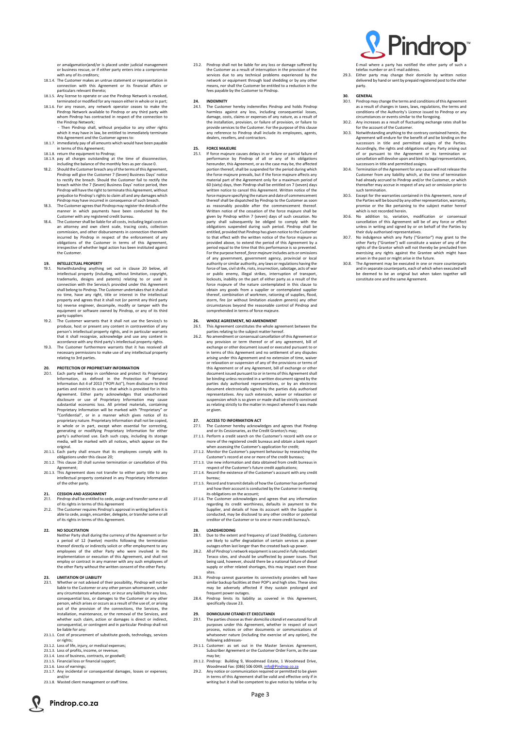or amalgamation)and/or is placed under judicial management or business rescue, or if either party enters into a compromise with any of its creditors;

18.1.4. The Customer makes an untrue statement or representation in connection with this Agreement or its financial affairs or particulars relevant thereto;

18.1.5. Any license to operate or use the Pindrop Network is revoked, terminated or modified for any reason either in whole or in part;

18.1.6. For any reason, any network operator ceases to make the Pindrop Network available to Pindrop or any third party with whom Pindrop has contracted in respect of the connection to the Pindrop Network;

- Then Pindrop shall, without prejudice to any other rights which it may have in law, be entitled to immediately terminate this Agreement and the Customer agrees to:

18.1.7. immediately pay of all amounts which would have been payable in terms of this Agreement;

18.1.8. return the equipment to Pindrop;

18.1.9. pay all charges outstanding at the time of disconnection, including the balance of the monthly fees as per clause 0.

18.2. Should the Customer breach any of the terms of this Agreement, Pindrop will give the Customer 7 (Seven) Business Days' notice to rectify the breach. Should the Customer fail to rectify the breach within the 7 (Seven) Business Days' notice period, then Pindrop will have the right to terminate this Agreement, without prejudice to Pindrop's rights to claim all and any damages which Pindrop may have incurred in consequence of such breach.

18.3. The Customer agrees that Pindrop may register the details of the manner in which payments have been conducted by the Customer with any registered credit bureau.

18.4. The Customer shall be liable for all costs, including legal costs on an attorney and own client scale, tracing costs, collection commission, and other disbursements in connection therewith incurred by Pindrop in respect of the enforcement of any obligations of the Customer in terms of this Agreement, irrespective of whether legal action has been instituted against the Customer.

## 19. INTELLECTUAL PROPERTY

19.1. Notwithstanding anything set out in clause 20 below, all intellectual property (including, without limitation, copyright, trademarks, designs and patents) relating to or used in connection with the Service/s provided under this Agreement shall belong to Pindrop. The Customer undertakes that it shall at no time, have any right, title or interest in the intellectual property and agrees that it shall not (or permit any third party to) reverse engineer, decompile, modify or tamper with the equipment or software owned by Pindrop, or any of its third party suppliers

19.2. The Customer warrants that it shall not use the Service/s to produce, host or present any content in contravention of any person's intellectual property rights, and in particular warrants that it shall recognize, acknowledge and use any content in accordance with any third party's intellectual property rights.

19.3. The Customer furthermore warrants that it has received all necessary permissions to make use of any intellectual property relating to 3rd parties.

## 20. PROTECTION OF PROPRIETARY INFORMATION

20.1. Each party will keep in confidence and protect its Proprietary Information, as defined in the Protection of Personal Information Act 4 of 2013 ("POPI Act"), from disclosure to third parties and restrict its use to that which is provided for in this Agreement. Either party acknowledges that unauthorised disclosure or use of Proprietary Information may cause substantial economic loss. All printed materials, containing Proprietary Information will be marked with "Proprietary" or "Confidential", or in a manner which gives notice of its proprietary nature. Proprietary Information shall not be copied, in whole or in part, except when essential for correcting, generating or modifying Proprietary Information for either party's authorized use. Each such copy, including its storage media, will be marked with all notices, which appear on the original.

20.1.1. Each party shall ensure that its employees comply with its obligations under this clause 20;

20.1.2. This clause 20 shall survive termination or cancellation of this Agreement;

20.1.3. This Agreement does not transfer to either party title to any intellectual property contained in any Proprietary Information of the other party.

## 21. CESSION AND ASSIGNMENT

21.1. Pindrop shall be entitled to cede, assign and transfer some or all of its rights in terms of this Agreement

21.2. The Customer requires Pindrop's approval in writing before it is able to cede, assign, encumber, delegate, or transfer some or all of its rights in terms of this Agreement.

## 22. NO SOLICITATION

Neither Party shall during the currency of the Agreement or for a period of 12 (twelve) months following the termination thereof directly or indirectly solicit or offer employment to any employees of the other Party who were involved in the implementation or execution of this Agreement, and shall not employ or contract in any manner with any such employees of the other Party without the written consent of the other Party.

## 23. LIMITATION OF LIABILITY

23.1. Whether or not advised of their possibility, Pindrop will not be liable to the Customer or any other person whomsoever, under any circumstances whatsoever, or incur any liability for any loss, consequential loss, or damages to the Customer or any other person, which arises or occurs as a result of the use of, or arising out of the provision of the connections, the Services, the installation, maintenance, or the removal of the Services, and whether such claim, action or damages is direct or indirect, consequential, or contingent and in particular Pindrop shall not be liable for any:

23.1.1. Cost of procurement of substitute goods, technology, services or rights;

23.1.2. Loss of life, injury, or medical expenses;

23.1.3. Loss of profits, income, or revenue;

23.1.4. Loss of business, contracts, or goodwill;

23.1.5. Financial loss or financial support;

23.1.6. Loss of earnings;

23.1.7. Any incidental or consequential damages, losses or expenses; and/or

23.1.8. Wasted client management or staff time.

23.2. Pindrop shall not be liable for any loss or damage suffered by the Customer as a result of interruption in the provision of the services due to any technical problems experienced by the network or equipment through load shedding or by any other means, nor shall the Customer be entitled to a reduction in the fees payable by the Customer to Pindrop.

## 24. INDEMNITY

24.1. The Customer hereby indemnifies Pindrop and holds Pindrop harmless against any loss, including consequential losses, damage, costs, claims or expenses of any nature, as a result of the installation, provision, or failure of provision, or failure to provide services to the Customer. For the purpose of this clause any reference to Pindrop shall include its employees, agents, dealers, resellers, and contractors.

## 25. FORCE MAJEURE

25.1. If force majeure causes delays in or failure or partial failure of performance by Pindrop of all or any of its obligations hereunder, this Agreement, or as the case may be, the affected portion thereof, shall be suspended for the period during which the force majeure prevails, but if the force majeure affects any material part of the Agreement only for a maximum period of 60 (sixty) days, then Pindrop shall be entitled on 7 (seven) days written notice to cancel this Agreement. Written notice of the force majeure specifying the nature and date of commencement thereof shall be dispatched by Pindrop to the Customer as soon as reasonably possible after the commencement thereof. Written notice of the cessation of the force majeure shall be given by Pindrop within 7 (seven) days of such cessation. No party shall subsequently be obliged to comply with the obligations suspended during such period. Pindrop shall be entitled, provided that Pindrop has given notice to the Customer to that effect with the written notice of the force majeure as provided above, to extend the period of this Agreement by a period equal to the time that this performance is so prevented. For the purpose hereof, *force majeure* includes acts or omissions of any government, government agency, provincial or local authority or similar authority, any laws or regulations having the force of law, civil strife, riots, insurrection, sabotage, acts of war or public enemy, illegal strikes, interruption of transport, lockouts, inability on the part of either party as a result of the force majeure of the nature contemplated in this clause to obtain any goods from a supplier or contemplated supplier thereof, combination of workmen, rationing of supplies, flood, storm, fire (or without limitation *eiusdem generis*) any other circumstances beyond the reasonable control of Pindrop and comprehended in terms of force majeure.

## 26. WHOLE AGREEMENT, NO AMENDMENT

26.1. This Agreement constitutes the whole agreement between the parties relating to the subject matter hereof.

26.2. No amendment or consensual cancellation of this Agreement or any provision or term thereof or of any agreement, bill of exchange or other document issued or executed pursuant to or in terms of this Agreement and no settlement of any disputes arising under this Agreement and no extension of time, waiver or relaxation or suspension of any of the provisions or terms of this Agreement or of any Agreement, bill of exchange or other document issued pursuant to or in terms of this Agreement shall be binding unless recorded in a written document signed by the parties duly authorised representatives, or by an electronic document electronically signed by the parties duly authorised representatives. Any such extension, waiver or relaxation or suspension which is so given or made shall be strictly construed as relating strictly to the matter in respect whereof it was made or given.

## 27. ACCESS TO INFORMATION ACT

27.1. The Customer hereby acknowledges and agrees that Pindrop and or its Cessionaries, as the Credit Grantor/s may;

27.1.1. Perform a credit search on the Customer's record with one or more of the registered credit bureaus and obtain a bank report when assessing the Customer's application for credit;

27.1.2. Monitor the Customer's payment behaviour by researching the Customer's record at one or more of the credit bureaus;

27.1.3. Use new information and data obtained from credit bureaus in respect of the Customer's future credit applications;

27.1.4. Record the existence of the Customer's account with any credit bureau;

27.1.5. Record and transmit details of how the Customer has performed and how their account is conducted by the Customer in meeting its obligations on the account;

27.1.6. The Customer acknowledges and agrees that any information regarding its credit worthiness, defaults in payment to the Supplier, and details of how its account with the Supplier is conducted, may be disclosed to any other creditor or potential creditor of the Customer or to one or more credit bureau/s.

## 28. LOADSHEDDING

28.1. Due to the extent and frequency of Load Shedding, Customers are likely to suffer degradation of certain services as power outages often last longer than the created back-up power.

28.2. All of Pindrop's network equipment is secured in fully redundant Teraco sites, and should be unaffected by power issues. That being said, however, should there be a national failure of diesel supply or other related shortages, this may impact even those sites.

28.3. Pindrop cannot guarantee its connectivity providers will have similar backup facilities at their POP's and high sites. These sites may be adversely affected if they sustain prolonged and frequent power outages.

28.4. Pindrop limits its liability as covered in this Agreement, specifically clause 23.

## 29. DOMICILIUM CITANDI ET EXECUTANDI

29.1. The parties choose as their *domicilia citandi et executandi* for all purposes under this Agreement, whether in respect of court process, notices or other documents or communications of whatsoever nature (including the exercise of any option), the following addresses-

29.1.1. Customer: as set out in the Master Services Agreement, Subscriber Agreement or the Customer Order Form, as the case may be;

29.1.2. Pindrop: Building 9, Woodmead Estate, 1 Woodmead Drive, Woodmead Fax: (086) 506 0049, info@Pindrop.co.za

29.2. Any notice or communication required or permitted to be given in terms of this Agreement shall be valid and effective only if in writing but it shall be competent to give notice by telefax or by E-mail where a party has notified the other party of such a telefax number or an E-mail address.

29.3. Either party may change their domicile by written notice delivered by hand or sent by prepaid registered post to the other party.

## 30. GENERAL

30.1. Pindrop may change the terms and conditions of this Agreement as a result of changes in taxes, laws, regulations, the terms and conditions of the Authority's Licence issued to Pindrop or any circumstances or events similar to the foregoing.

30.2. Any increases as a result of fluctuating exchange rates shall be for the account of the Customer.

30.3. Notwithstanding anything to the contrary contained herein, the Agreement will endure for the benefit of and be binding on the successors in title and permitted assigns of the Parties. Accordingly, the rights and obligations of any Party arising out of or pursuant to the Agreement or its termination or cancellation will devolve upon and bind its legal representatives, successors in title and permitted assigns.

30.4. Termination of the Agreement for any cause will not release the Customer from any liability which, at the time of termination had already accrued to Pindrop and/or the Customer, or which thereafter may accrue in respect of any act or omission prior to such termination.

30.5. Except for the warranties contained in this Agreement, none of the Parties will be bound by any other representation, warranty, promise or the like pertaining to the subject matter hereof which is not recorded herein.

30.6. No addition to, variation, modification or consensual cancellation of this Agreement will be of any force or effect unless in writing and signed by or on behalf of the Parties by their duly authorised representatives.

30.7. No indulgence which any Party ("Grantor") may grant to the other Party ("Grantee") will constitute a waiver of any of the rights of the Grantor which will not thereby be precluded from exercising any rights against the Grantee which might have arisen in the past or might arise in the future.

30.8. The Agreement may be executed in one or more counterparts and in separate counterparts, each of which when executed will be deemed to be an original but when taken together will constitute one and the same Agreement.